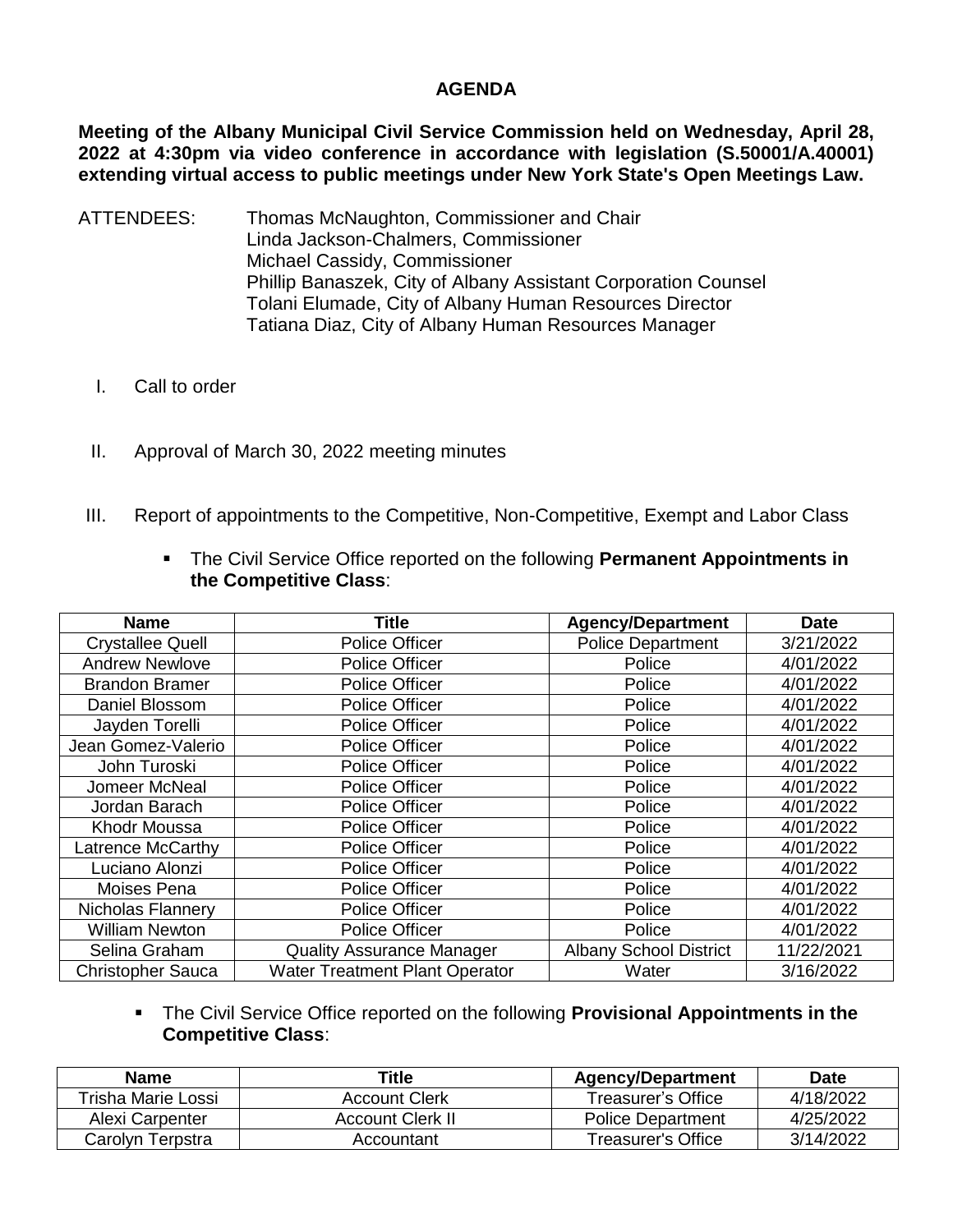# AGENDA

**Meeting of the Albany Municipal Civil Service Commission held on Wednesday, April 28, 2022 at 4:30pm via video conference in accordance with legislation (S.50001/A.40001) extending virtual access to public meetings under New York State's Open Meetings Law.**

ATTENDEES:
Thomas McNaughton, Commissioner and Chair
Linda Jackson-Chalmers, Commissioner
Michael Cassidy, Commissioner
Phillip Banaszek, City of Albany Assistant Corporation Counsel
Tolani Elumade, City of Albany Human Resources Director
Tatiana Diaz, City of Albany Human Resources Manager

I. Call to order

II. Approval of March 30, 2022 meeting minutes

III. Report of appointments to the Competitive, Non-Competitive, Exempt and Labor Class

- The Civil Service Office reported on the following **Permanent Appointments in the Competitive Class**:

| Name | Title | Agency/Department | Date |
|---|---|---|---|
| Crystallee Quell | Police Officer | Police Department | 3/21/2022 |
| Andrew Newlove | Police Officer | Police | 4/01/2022 |
| Brandon Bramer | Police Officer | Police | 4/01/2022 |
| Daniel Blossom | Police Officer | Police | 4/01/2022 |
| Jayden Torelli | Police Officer | Police | 4/01/2022 |
| Jean Gomez-Valerio | Police Officer | Police | 4/01/2022 |
| John Turoski | Police Officer | Police | 4/01/2022 |
| Jomeer McNeal | Police Officer | Police | 4/01/2022 |
| Jordan Barach | Police Officer | Police | 4/01/2022 |
| Khodr Moussa | Police Officer | Police | 4/01/2022 |
| Latrence McCarthy | Police Officer | Police | 4/01/2022 |
| Luciano Alonzi | Police Officer | Police | 4/01/2022 |
| Moises Pena | Police Officer | Police | 4/01/2022 |
| Nicholas Flannery | Police Officer | Police | 4/01/2022 |
| William Newton | Police Officer | Police | 4/01/2022 |
| Selina Graham | Quality Assurance Manager | Albany School District | 11/22/2021 |
| Christopher Sauca | Water Treatment Plant Operator | Water | 3/16/2022 |

- The Civil Service Office reported on the following **Provisional Appointments in the Competitive Class**:

| Name | Title | Agency/Department | Date |
|---|---|---|---|
| Trisha Marie Lossi | Account Clerk | Treasurer's Office | 4/18/2022 |
| Alexi Carpenter | Account Clerk II | Police Department | 4/25/2022 |
| Carolyn Terpstra | Accountant | Treasurer's Office | 3/14/2022 |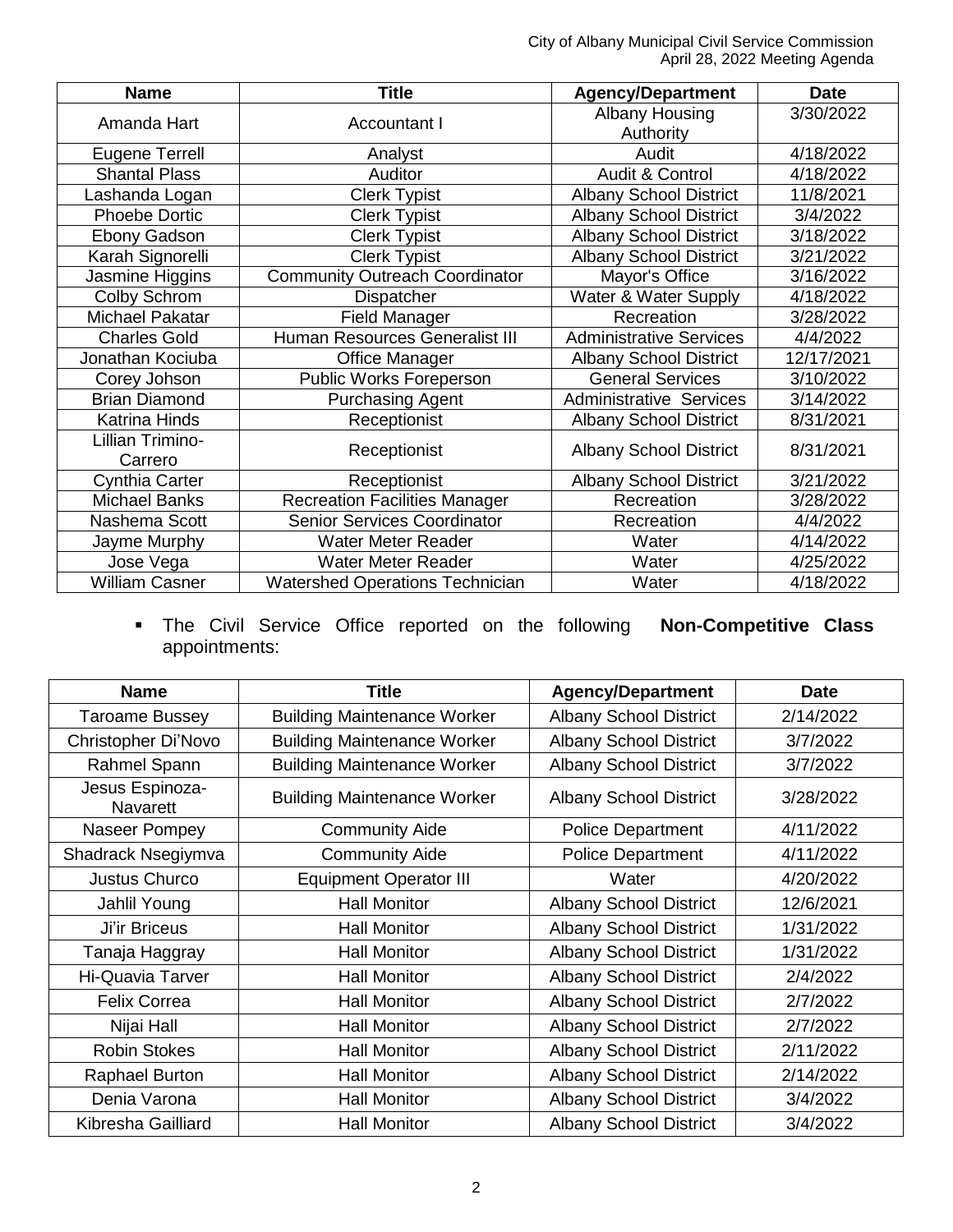| Name | Title | Agency/Department | Date |
|---|---|---|---|
| Amanda Hart | Accountant I | Albany Housing Authority | 3/30/2022 |
| Eugene Terrell | Analyst | Audit | 4/18/2022 |
| Shantal Plass | Auditor | Audit & Control | 4/18/2022 |
| Lashanda Logan | Clerk Typist | Albany School District | 11/8/2021 |
| Phoebe Dortic | Clerk Typist | Albany School District | 3/4/2022 |
| Ebony Gadson | Clerk Typist | Albany School District | 3/18/2022 |
| Karah Signorelli | Clerk Typist | Albany School District | 3/21/2022 |
| Jasmine Higgins | Community Outreach Coordinator | Mayor's Office | 3/16/2022 |
| Colby Schrom | Dispatcher | Water & Water Supply | 4/18/2022 |
| Michael Pakatar | Field Manager | Recreation | 3/28/2022 |
| Charles Gold | Human Resources Generalist III | Administrative Services | 4/4/2022 |
| Jonathan Kociuba | Office Manager | Albany School District | 12/17/2021 |
| Corey Johson | Public Works Foreperson | General Services | 3/10/2022 |
| Brian Diamond | Purchasing Agent | Administrative Services | 3/14/2022 |
| Katrina Hinds | Receptionist | Albany School District | 8/31/2021 |
| Lillian Trimino-Carrero | Receptionist | Albany School District | 8/31/2021 |
| Cynthia Carter | Receptionist | Albany School District | 3/21/2022 |
| Michael Banks | Recreation Facilities Manager | Recreation | 3/28/2022 |
| Nashema Scott | Senior Services Coordinator | Recreation | 4/4/2022 |
| Jayme Murphy | Water Meter Reader | Water | 4/14/2022 |
| Jose Vega | Water Meter Reader | Water | 4/25/2022 |
| William Casner | Watershed Operations Technician | Water | 4/18/2022 |

- The Civil Service Office reported on the following **Non-Competitive Class** appointments:

| Name | Title | Agency/Department | Date |
|---|---|---|---|
| Taroame Bussey | Building Maintenance Worker | Albany School District | 2/14/2022 |
| Christopher Di'Novo | Building Maintenance Worker | Albany School District | 3/7/2022 |
| Rahmel Spann | Building Maintenance Worker | Albany School District | 3/7/2022 |
| Jesus Espinoza-Navarett | Building Maintenance Worker | Albany School District | 3/28/2022 |
| Naseer Pompey | Community Aide | Police Department | 4/11/2022 |
| Shadrack Nsegiymva | Community Aide | Police Department | 4/11/2022 |
| Justus Churco | Equipment Operator III | Water | 4/20/2022 |
| Jahlil Young | Hall Monitor | Albany School District | 12/6/2021 |
| Ji'ir Briceus | Hall Monitor | Albany School District | 1/31/2022 |
| Tanaja Haggray | Hall Monitor | Albany School District | 1/31/2022 |
| Hi-Quavia Tarver | Hall Monitor | Albany School District | 2/4/2022 |
| Felix Correa | Hall Monitor | Albany School District | 2/7/2022 |
| Nijai Hall | Hall Monitor | Albany School District | 2/7/2022 |
| Robin Stokes | Hall Monitor | Albany School District | 2/11/2022 |
| Raphael Burton | Hall Monitor | Albany School District | 2/14/2022 |
| Denia Varona | Hall Monitor | Albany School District | 3/4/2022 |
| Kibresha Gailliard | Hall Monitor | Albany School District | 3/4/2022 |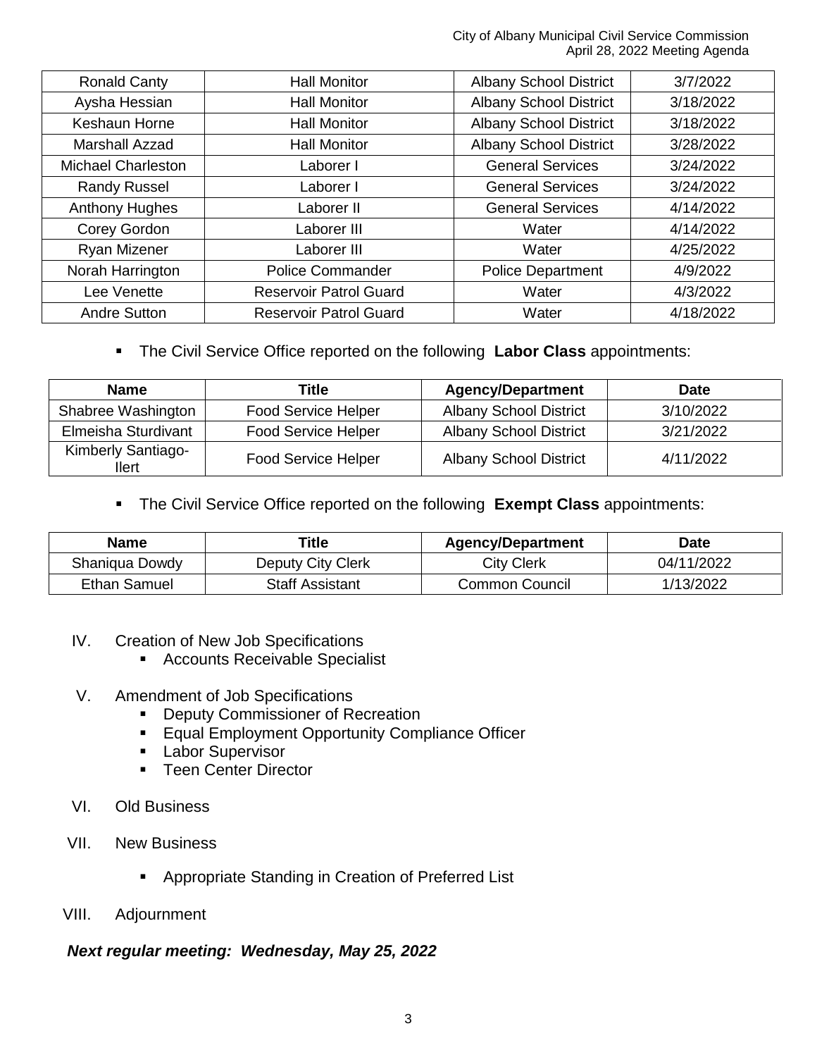| | | | |
|---|---|---|---|
| Ronald Canty | Hall Monitor | Albany School District | 3/7/2022 |
| Aysha Hessian | Hall Monitor | Albany School District | 3/18/2022 |
| Keshaun Horne | Hall Monitor | Albany School District | 3/18/2022 |
| Marshall Azzad | Hall Monitor | Albany School District | 3/28/2022 |
| Michael Charleston | Laborer I | General Services | 3/24/2022 |
| Randy Russel | Laborer I | General Services | 3/24/2022 |
| Anthony Hughes | Laborer II | General Services | 4/14/2022 |
| Corey Gordon | Laborer III | Water | 4/14/2022 |
| Ryan Mizener | Laborer III | Water | 4/25/2022 |
| Norah Harrington | Police Commander | Police Department | 4/9/2022 |
| Lee Venette | Reservoir Patrol Guard | Water | 4/3/2022 |
| Andre Sutton | Reservoir Patrol Guard | Water | 4/18/2022 |

- The Civil Service Office reported on the following **Labor Class** appointments:

| Name | Title | Agency/Department | Date |
|---|---|---|---|
| Shabree Washington | Food Service Helper | Albany School District | 3/10/2022 |
| Elmeisha Sturdivant | Food Service Helper | Albany School District | 3/21/2022 |
| Kimberly Santiago-Ilert | Food Service Helper | Albany School District | 4/11/2022 |

- The Civil Service Office reported on the following **Exempt Class** appointments:

| Name | Title | Agency/Department | Date |
|---|---|---|---|
| Shaniqua Dowdy | Deputy City Clerk | City Clerk | 04/11/2022 |
| Ethan Samuel | Staff Assistant | Common Council | 1/13/2022 |

IV. Creation of New Job Specifications
- Accounts Receivable Specialist

V. Amendment of Job Specifications
- Deputy Commissioner of Recreation
- Equal Employment Opportunity Compliance Officer
- Labor Supervisor
- Teen Center Director

VI. Old Business

VII. New Business
- Appropriate Standing in Creation of Preferred List

VIII. Adjournment

***Next regular meeting: Wednesday, May 25, 2022***